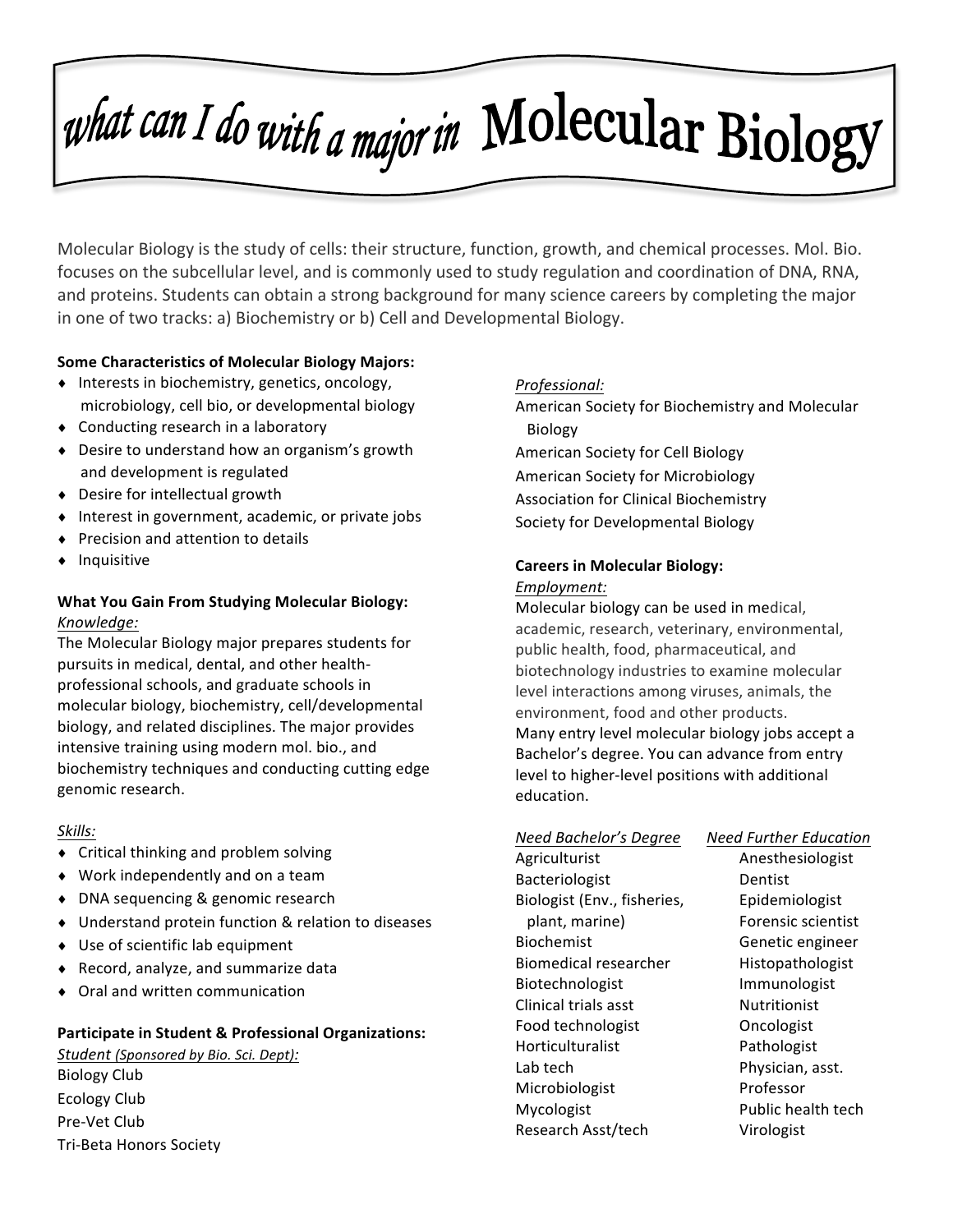# what can I do with a major in Molecular Biology

Molecular Biology is the study of cells: their structure, function, growth, and chemical processes. Mol. Bio. focuses on the subcellular level, and is commonly used to study regulation and coordination of DNA, RNA, and proteins. Students can obtain a strong background for many science careers by completing the major in one of two tracks: a) Biochemistry or b) Cell and Developmental Biology.

**Some Characteristics of Molecular Biology Majors:**

- Interests in biochemistry, genetics, oncology, microbiology, cell bio, or developmental biology
- Conducting research in a laboratory
- Desire to understand how an organism's growth and development is regulated
- Desire for intellectual growth
- Interest in government, academic, or private jobs
- Precision and attention to details
- Inquisitive

**What You Gain From Studying Molecular Biology:**

*Knowledge:*

The Molecular Biology major prepares students for pursuits in medical, dental, and other health-professional schools, and graduate schools in molecular biology, biochemistry, cell/developmental biology, and related disciplines. The major provides intensive training using modern mol. bio., and biochemistry techniques and conducting cutting edge genomic research.

*Skills:*

- Critical thinking and problem solving
- Work independently and on a team
- DNA sequencing & genomic research
- Understand protein function & relation to diseases
- Use of scientific lab equipment
- Record, analyze, and summarize data
- Oral and written communication

**Participate in Student & Professional Organizations:**

*Student (Sponsored by Bio. Sci. Dept):*

Biology Club
Ecology Club
Pre-Vet Club
Tri-Beta Honors Society

*Professional:*

American Society for Biochemistry and Molecular Biology
American Society for Cell Biology
American Society for Microbiology
Association for Clinical Biochemistry
Society for Developmental Biology

**Careers in Molecular Biology:**

*Employment:*

Molecular biology can be used in medical, academic, research, veterinary, environmental, public health, food, pharmaceutical, and biotechnology industries to examine molecular level interactions among viruses, animals, the environment, food and other products.
Many entry level molecular biology jobs accept a Bachelor's degree. You can advance from entry level to higher-level positions with additional education.

| *Need Bachelor's Degree* | *Need Further Education* |
| --- | --- |
| Agriculturist | Anesthesiologist |
| Bacteriologist | Dentist |
| Biologist (Env., fisheries, plant, marine) | Epidemiologist |
| Biochemist | Forensic scientist |
| Biomedical researcher | Genetic engineer |
| Biotechnologist | Histopathologist |
| Clinical trials asst | Immunologist |
| Food technologist | Nutritionist |
| Horticulturalist | Oncologist |
| Lab tech | Pathologist |
| Microbiologist | Physician, asst. |
| Mycologist | Professor |
| Research Asst/tech | Public health tech |
| | Virologist |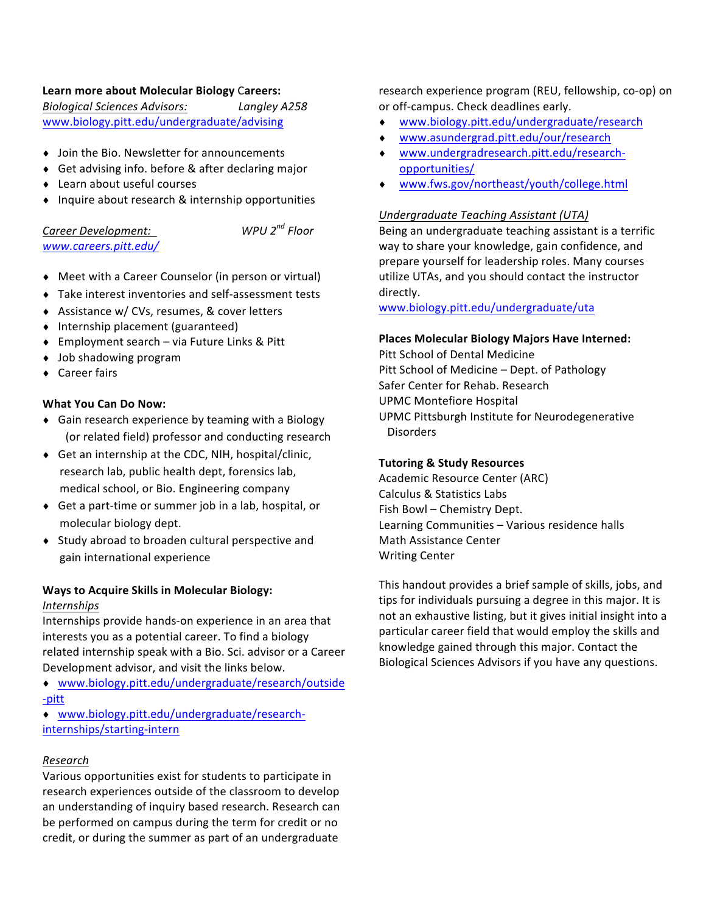**Learn more about Molecular Biology Careers:**

*Biological Sciences Advisors:* *Langley A258*
www.biology.pitt.edu/undergraduate/advising

- Join the Bio. Newsletter for announcements
- Get advising info. before & after declaring major
- Learn about useful courses
- Inquire about research & internship opportunities

*Career Development:* *WPU 2nd Floor*
*www.careers.pitt.edu/*

- Meet with a Career Counselor (in person or virtual)
- Take interest inventories and self-assessment tests
- Assistance w/ CVs, resumes, & cover letters
- Internship placement (guaranteed)
- Employment search – via Future Links & Pitt
- Job shadowing program
- Career fairs

**What You Can Do Now:**

- Gain research experience by teaming with a Biology (or related field) professor and conducting research
- Get an internship at the CDC, NIH, hospital/clinic, research lab, public health dept, forensics lab, medical school, or Bio. Engineering company
- Get a part-time or summer job in a lab, hospital, or molecular biology dept.
- Study abroad to broaden cultural perspective and gain international experience

**Ways to Acquire Skills in Molecular Biology:**

*Internships*

Internships provide hands-on experience in an area that interests you as a potential career. To find a biology related internship speak with a Bio. Sci. advisor or a Career Development advisor, and visit the links below.

- www.biology.pitt.edu/undergraduate/research/outside-pitt
- www.biology.pitt.edu/undergraduate/research-internships/starting-intern

*Research*

Various opportunities exist for students to participate in research experiences outside of the classroom to develop an understanding of inquiry based research. Research can be performed on campus during the term for credit or no credit, or during the summer as part of an undergraduate research experience program (REU, fellowship, co-op) on or off-campus. Check deadlines early.

- www.biology.pitt.edu/undergraduate/research
- www.asundergrad.pitt.edu/our/research
- www.undergradresearch.pitt.edu/research-opportunities/
- www.fws.gov/northeast/youth/college.html

*Undergraduate Teaching Assistant (UTA)*

Being an undergraduate teaching assistant is a terrific way to share your knowledge, gain confidence, and prepare yourself for leadership roles. Many courses utilize UTAs, and you should contact the instructor directly.
www.biology.pitt.edu/undergraduate/uta

**Places Molecular Biology Majors Have Interned:**

Pitt School of Dental Medicine
Pitt School of Medicine – Dept. of Pathology
Safer Center for Rehab. Research
UPMC Montefiore Hospital
UPMC Pittsburgh Institute for Neurodegenerative Disorders

**Tutoring & Study Resources**

Academic Resource Center (ARC)
Calculus & Statistics Labs
Fish Bowl – Chemistry Dept.
Learning Communities – Various residence halls
Math Assistance Center
Writing Center

This handout provides a brief sample of skills, jobs, and tips for individuals pursuing a degree in this major. It is not an exhaustive listing, but it gives initial insight into a particular career field that would employ the skills and knowledge gained through this major. Contact the Biological Sciences Advisors if you have any questions.